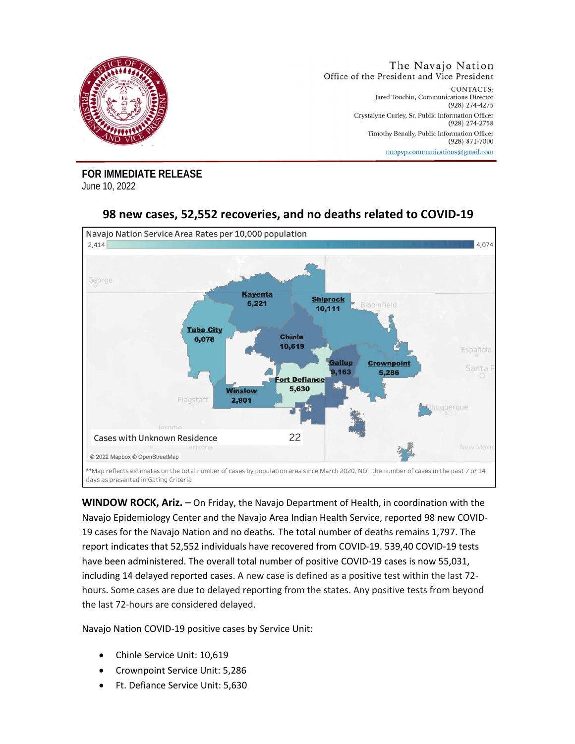The Navajo Nation
Office of the President and Vice President

CONTACTS:
Jared Touchin, Communications Director
(928) 274-4275
Crystalyne Curley, Sr. Public Information Officer
(928) 274-2758
Timothy Benally, Public Information Officer
(928) 871-7000
nnopvp.communications@gmail.com

**FOR IMMEDIATE RELEASE**
June 10, 2022

## 98 new cases, 52,552 recoveries, and no deaths related to COVID-19

Navajo Nation Service Area Rates per 10,000 population

2,414 — 4,074

Kayenta 5,221
Shiprock 10,111
Tuba City 6,078
Chinle 10,619
Gallup 9,163
Crownpoint 5,286
Fort Defiance 5,630
Winslow 2,901

Cases with Unknown Residence 22

© 2022 Mapbox © OpenStreetMap

**Map reflects estimates on the total number of cases by population area since March 2020, NOT the number of cases in the past 7 or 14 days as presented in Gating Criteria

**WINDOW ROCK, Ariz.** – On Friday, the Navajo Department of Health, in coordination with the Navajo Epidemiology Center and the Navajo Area Indian Health Service, reported 98 new COVID-19 cases for the Navajo Nation and no deaths. The total number of deaths remains 1,797. The report indicates that 52,552 individuals have recovered from COVID-19. 539,40 COVID-19 tests have been administered. The overall total number of positive COVID-19 cases is now 55,031, including 14 delayed reported cases. A new case is defined as a positive test within the last 72-hours. Some cases are due to delayed reporting from the states. Any positive tests from beyond the last 72-hours are considered delayed.

Navajo Nation COVID-19 positive cases by Service Unit:

- Chinle Service Unit: 10,619
- Crownpoint Service Unit: 5,286
- Ft. Defiance Service Unit: 5,630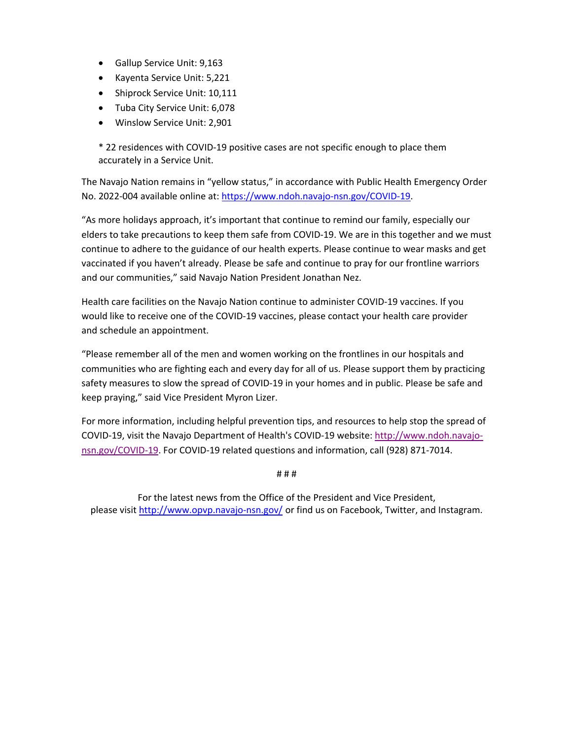- Gallup Service Unit: 9,163
- Kayenta Service Unit: 5,221
- Shiprock Service Unit: 10,111
- Tuba City Service Unit: 6,078
- Winslow Service Unit: 2,901

\* 22 residences with COVID-19 positive cases are not specific enough to place them accurately in a Service Unit.

The Navajo Nation remains in "yellow status," in accordance with Public Health Emergency Order No. 2022-004 available online at: https://www.ndoh.navajo-nsn.gov/COVID-19.

"As more holidays approach, it's important that continue to remind our family, especially our elders to take precautions to keep them safe from COVID-19. We are in this together and we must continue to adhere to the guidance of our health experts. Please continue to wear masks and get vaccinated if you haven't already. Please be safe and continue to pray for our frontline warriors and our communities," said Navajo Nation President Jonathan Nez.

Health care facilities on the Navajo Nation continue to administer COVID-19 vaccines. If you would like to receive one of the COVID-19 vaccines, please contact your health care provider and schedule an appointment.

"Please remember all of the men and women working on the frontlines in our hospitals and communities who are fighting each and every day for all of us. Please support them by practicing safety measures to slow the spread of COVID-19 in your homes and in public. Please be safe and keep praying," said Vice President Myron Lizer.

For more information, including helpful prevention tips, and resources to help stop the spread of COVID-19, visit the Navajo Department of Health's COVID-19 website: http://www.ndoh.navajo-nsn.gov/COVID-19. For COVID-19 related questions and information, call (928) 871-7014.

# # #

For the latest news from the Office of the President and Vice President, please visit http://www.opvp.navajo-nsn.gov/ or find us on Facebook, Twitter, and Instagram.